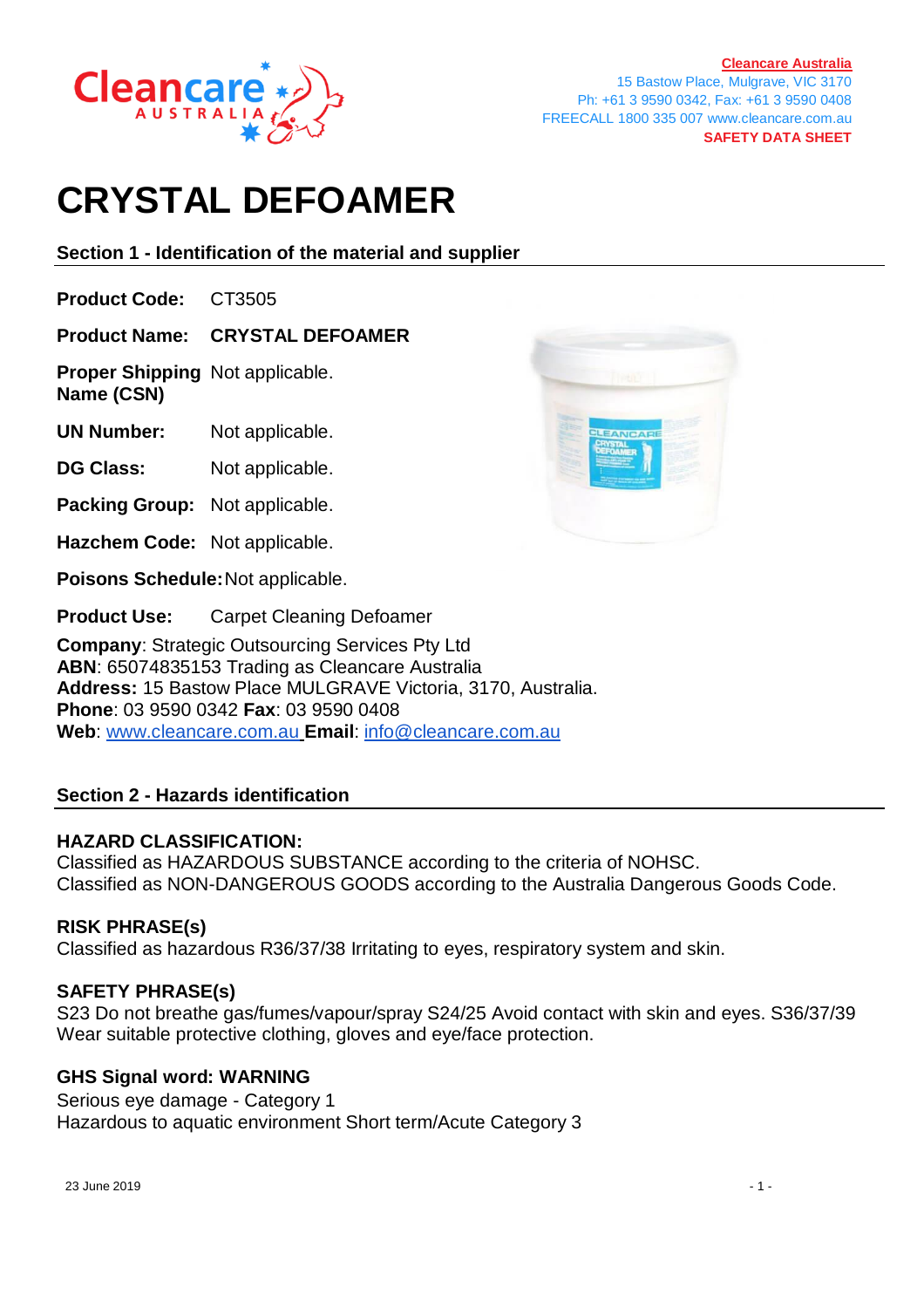**Cleancare Australia**
15 Bastow Place, Mulgrave, VIC 3170
Ph: +61 3 9590 0342, Fax: +61 3 9590 0408
FREECALL 1800 335 007 www.cleancare.com.au
**SAFETY DATA SHEET**

# CRYSTAL DEFOAMER

## Section 1 - Identification of the material and supplier

**Product Code:** CT3505

**Product Name:** **CRYSTAL DEFOAMER**

**Proper Shipping Name (CSN)** Not applicable.

**UN Number:** Not applicable.

**DG Class:** Not applicable.

**Packing Group:** Not applicable.

**Hazchem Code:** Not applicable.

**Poisons Schedule:** Not applicable.

**Product Use:** Carpet Cleaning Defoamer

**Company**: Strategic Outsourcing Services Pty Ltd
**ABN**: 65074835153 Trading as Cleancare Australia
**Address:** 15 Bastow Place MULGRAVE Victoria, 3170, Australia.
**Phone**: 03 9590 0342 **Fax**: 03 9590 0408
**Web**: www.cleancare.com.au **Email**: info@cleancare.com.au

## Section 2 - Hazards identification

**HAZARD CLASSIFICATION:**
Classified as HAZARDOUS SUBSTANCE according to the criteria of NOHSC.
Classified as NON-DANGEROUS GOODS according to the Australia Dangerous Goods Code.

**RISK PHRASE(s)**
Classified as hazardous R36/37/38 Irritating to eyes, respiratory system and skin.

**SAFETY PHRASE(s)**
S23 Do not breathe gas/fumes/vapour/spray S24/25 Avoid contact with skin and eyes. S36/37/39 Wear suitable protective clothing, gloves and eye/face protection.

**GHS Signal word: WARNING**
Serious eye damage - Category 1
Hazardous to aquatic environment Short term/Acute Category 3

23 June 2019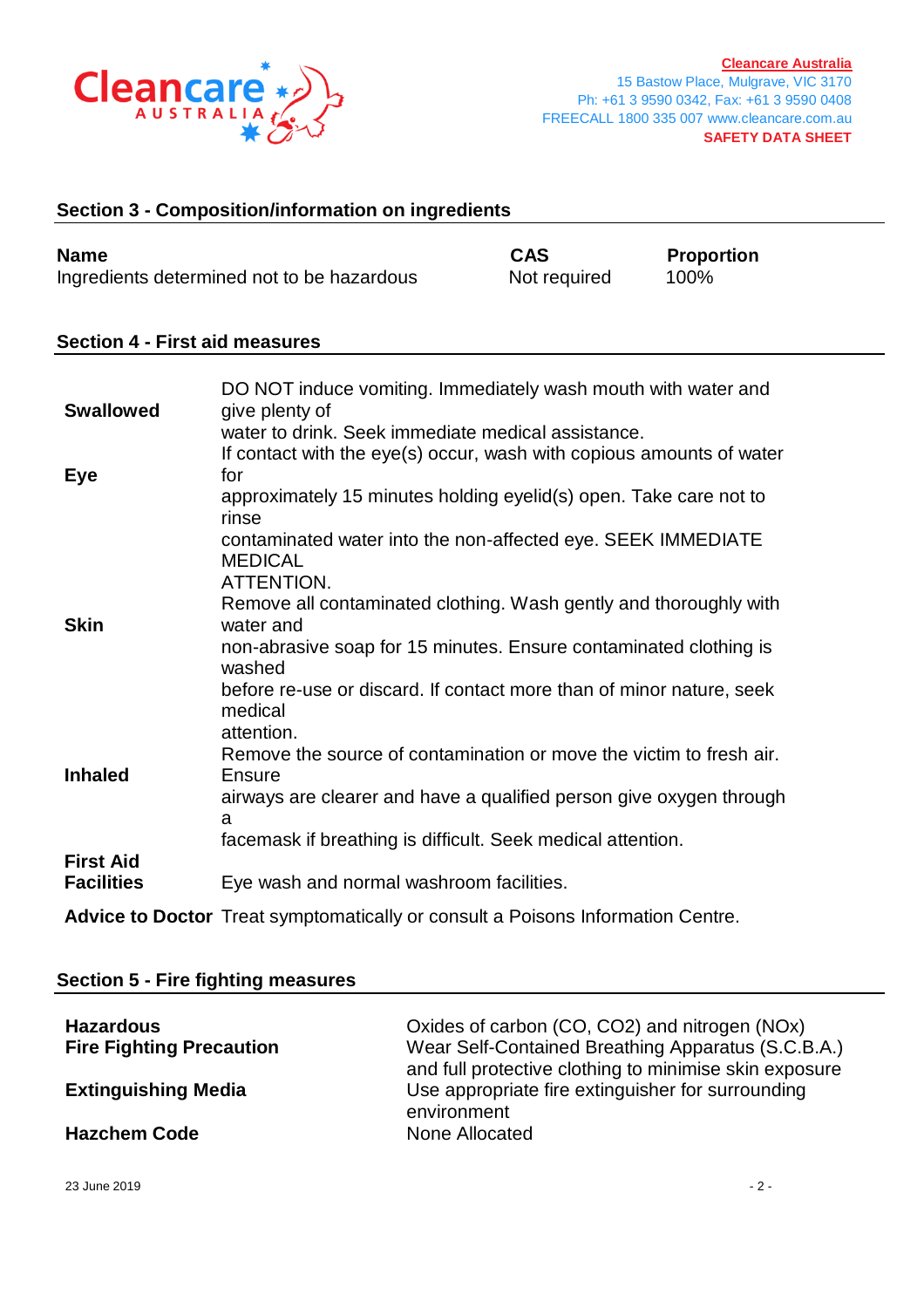## Section 3 - Composition/information on ingredients

| Name | CAS | Proportion |
|---|---|---|
| Ingredients determined not to be hazardous | Not required | 100% |

## Section 4 - First aid measures

| | |
|---|---|
| **Swallowed** | DO NOT induce vomiting. Immediately wash mouth with water and give plenty of water to drink. Seek immediate medical assistance. |
| **Eye** | If contact with the eye(s) occur, wash with copious amounts of water for approximately 15 minutes holding eyelid(s) open. Take care not to rinse contaminated water into the non-affected eye. SEEK IMMEDIATE MEDICAL ATTENTION. |
| **Skin** | Remove all contaminated clothing. Wash gently and thoroughly with water and non-abrasive soap for 15 minutes. Ensure contaminated clothing is washed before re-use or discard. If contact more than of minor nature, seek medical attention. |
| **Inhaled** | Remove the source of contamination or move the victim to fresh air. Ensure airways are clearer and have a qualified person give oxygen through a facemask if breathing is difficult. Seek medical attention. |
| **First Aid Facilities** | Eye wash and normal washroom facilities. |
| **Advice to Doctor** | Treat symptomatically or consult a Poisons Information Centre. |

## Section 5 - Fire fighting measures

| | |
|---|---|
| **Hazardous** | Oxides of carbon (CO, $CO_2$) and nitrogen ($NO_x$) |
| **Fire Fighting Precaution** | Wear Self-Contained Breathing Apparatus (S.C.B.A.) and full protective clothing to minimise skin exposure |
| **Extinguishing Media** | Use appropriate fire extinguisher for surrounding environment |
| **Hazchem Code** | None Allocated |

23 June 2019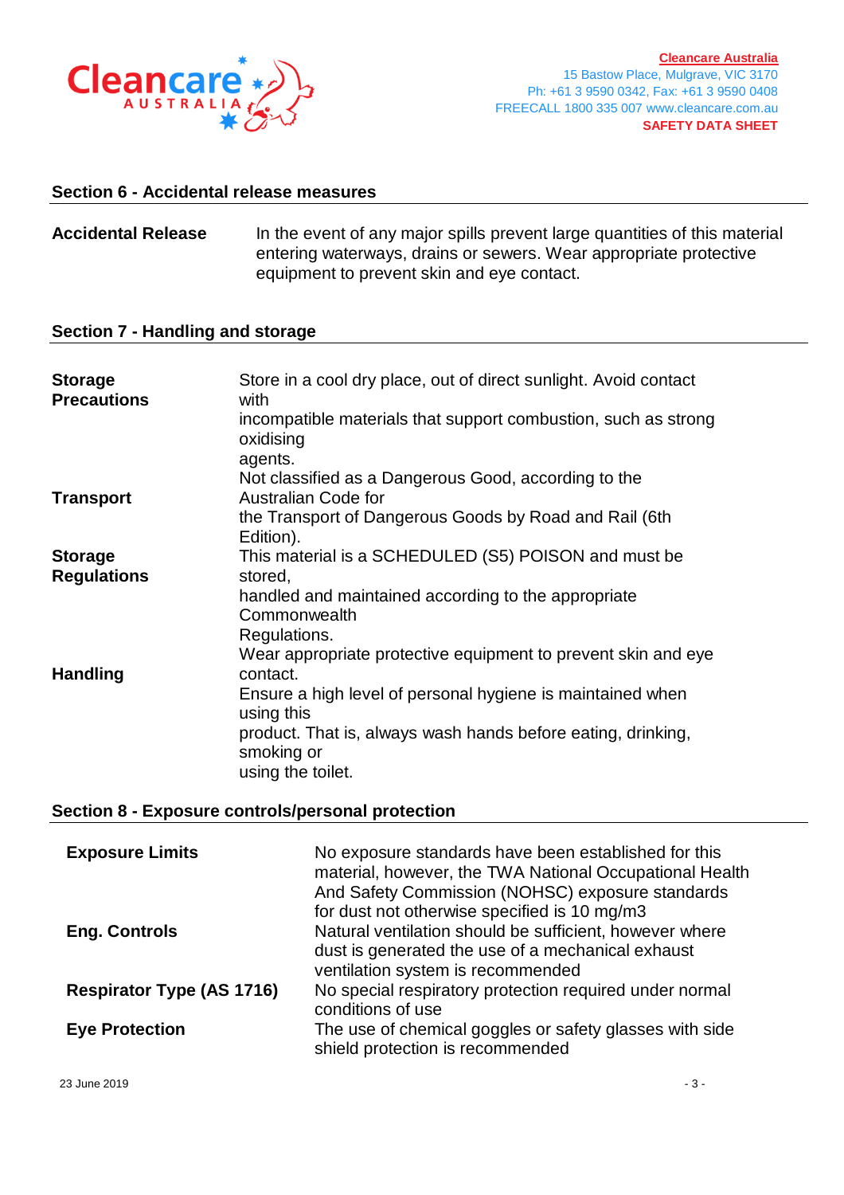## Section 6 - Accidental release measures

**Accidental Release** In the event of any major spills prevent large quantities of this material entering waterways, drains or sewers. Wear appropriate protective equipment to prevent skin and eye contact.

## Section 7 - Handling and storage

**Storage Precautions** Store in a cool dry place, out of direct sunlight. Avoid contact with incompatible materials that support combustion, such as strong oxidising agents.

**Transport** Not classified as a Dangerous Good, according to the Australian Code for the Transport of Dangerous Goods by Road and Rail (6th Edition).

**Storage Regulations** This material is a SCHEDULED (S5) POISON and must be stored, handled and maintained according to the appropriate Commonwealth Regulations.

**Handling** Wear appropriate protective equipment to prevent skin and eye contact. Ensure a high level of personal hygiene is maintained when using this product. That is, always wash hands before eating, drinking, smoking or using the toilet.

## Section 8 - Exposure controls/personal protection

**Exposure Limits** No exposure standards have been established for this material, however, the TWA National Occupational Health And Safety Commission (NOHSC) exposure standards for dust not otherwise specified is 10 mg/m3

**Eng. Controls** Natural ventilation should be sufficient, however where dust is generated the use of a mechanical exhaust ventilation system is recommended

**Respirator Type (AS 1716)** No special respiratory protection required under normal conditions of use

**Eye Protection** The use of chemical goggles or safety glasses with side shield protection is recommended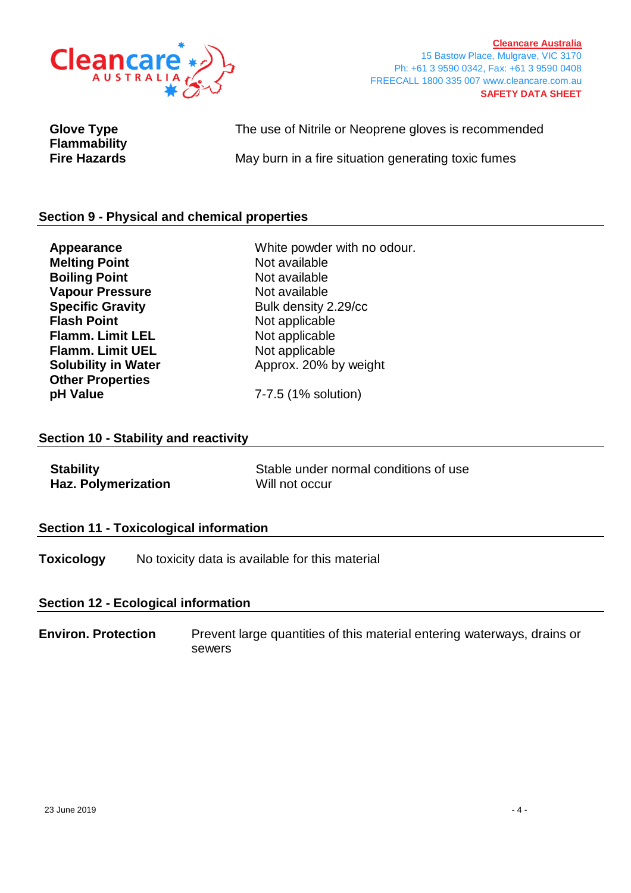| | |
|---|---|
| **Glove Type** | The use of Nitrile or Neoprene gloves is recommended |
| **Flammability** | |
| **Fire Hazards** | May burn in a fire situation generating toxic fumes |

## Section 9 - Physical and chemical properties

| | |
|---|---|
| **Appearance** | White powder with no odour. |
| **Melting Point** | Not available |
| **Boiling Point** | Not available |
| **Vapour Pressure** | Not available |
| **Specific Gravity** | Bulk density 2.29/cc |
| **Flash Point** | Not applicable |
| **Flamm. Limit LEL** | Not applicable |
| **Flamm. Limit UEL** | Not applicable |
| **Solubility in Water** | Approx. 20% by weight |
| **Other Properties** | |
| **pH Value** | 7-7.5 (1% solution) |

## Section 10 - Stability and reactivity

| | |
|---|---|
| **Stability** | Stable under normal conditions of use |
| **Haz. Polymerization** | Will not occur |

## Section 11 - Toxicological information

**Toxicology** No toxicity data is available for this material

## Section 12 - Ecological information

**Environ. Protection** Prevent large quantities of this material entering waterways, drains or sewers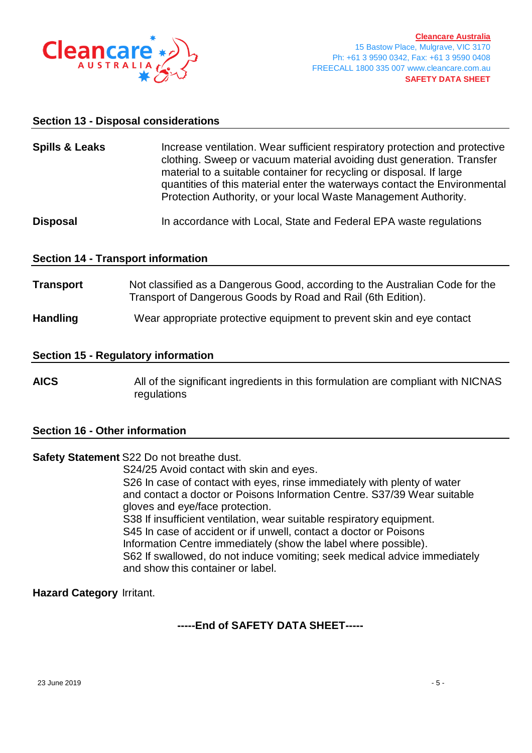## Section 13 - Disposal considerations

**Spills & Leaks** Increase ventilation. Wear sufficient respiratory protection and protective clothing. Sweep or vacuum material avoiding dust generation. Transfer material to a suitable container for recycling or disposal. If large quantities of this material enter the waterways contact the Environmental Protection Authority, or your local Waste Management Authority.

**Disposal** In accordance with Local, State and Federal EPA waste regulations

## Section 14 - Transport information

**Transport** Not classified as a Dangerous Good, according to the Australian Code for the Transport of Dangerous Goods by Road and Rail (6th Edition).

**Handling** Wear appropriate protective equipment to prevent skin and eye contact

## Section 15 - Regulatory information

**AICS** All of the significant ingredients in this formulation are compliant with NICNAS regulations

## Section 16 - Other information

**Safety Statement** S22 Do not breathe dust.
S24/25 Avoid contact with skin and eyes.
S26 In case of contact with eyes, rinse immediately with plenty of water and contact a doctor or Poisons Information Centre. S37/39 Wear suitable gloves and eye/face protection.
S38 If insufficient ventilation, wear suitable respiratory equipment.
S45 In case of accident or if unwell, contact a doctor or Poisons Information Centre immediately (show the label where possible).
S62 If swallowed, do not induce vomiting; seek medical advice immediately and show this container or label.

**Hazard Category** Irritant.

**-----End of SAFETY DATA SHEET-----**

23 June 2019